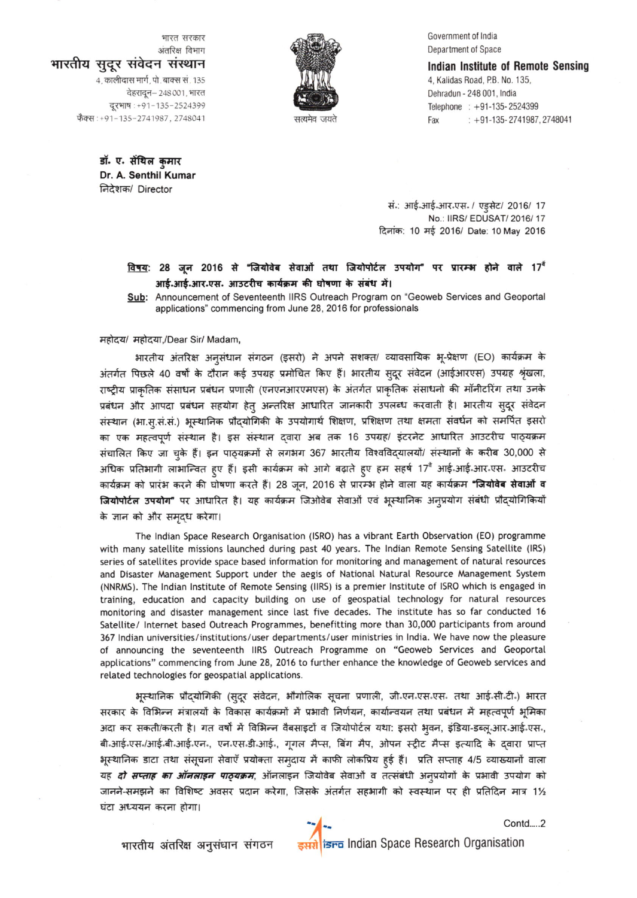भारत सरकार
अंतरिक्ष विभाग
**भारतीय सुदूर संवेदन संस्थान**
4, कालीदास मार्ग, पो. बाक्स सं. 135
देहरादून– 248 001, भारत
दूरभाष : +91-135-2524399
फैक्स : +91-135-2741987, 2748041

सत्यमेव जयते

Government of India
Department of Space
**Indian Institute of Remote Sensing**
4, Kalidas Road, P.B. No. 135,
Dehradun - 248 001, India
Telephone : +91-135- 2524399
Fax : +91-135- 2741987, 2748041

**डॉ. ए. सेंथिल कुमार**
**Dr. A. Senthil Kumar**
निदेशक/ Director

सं.: आई.आई.आर.एस. / एडुसेट/ 2016/ 17
No.: IIRS/ EDUSAT/ 2016/ 17
दिनांक: 10 मई 2016/ Date: 10 May 2016

**विषय: 28 जून 2016 से "जियोवेब सेवाओं तथा जियोपोर्टल उपयोग" पर प्रारम्भ होने वाले 17वें आई.आई.आर.एस. आउटरीच कार्यक्रम की घोषणा के संबंध में।**

**Sub:** Announcement of Seventeenth IIRS Outreach Program on "Geoweb Services and Geoportal applications" commencing from June 28, 2016 for professionals

महोदय/ महोदया,/Dear Sir/ Madam,

भारतीय अंतरिक्ष अनुसंधान संगठन (इसरो) ने अपने सशक्त/ व्यावसायिक भू-प्रेक्षण (EO) कार्यक्रम के अंतर्गत पिछले 40 वर्षों के दौरान कई उपग्रह प्रमोचित किए हैं। भारतीय सुदूर संवेदन (आईआरएस) उपग्रह श्रृंखला, राष्ट्रीय प्राकृतिक संसाधन प्रबंधन प्रणाली (एनएनआरएमएस) के अंतर्गत प्राकृतिक संसाधनो की मॉनीटरिंग तथा उनके प्रबंधन और आपदा प्रबंधन सहयोग हेतु अन्तरिक्ष आधारित जानकारी उपलब्ध करवाती है। भारतीय सुदूर संवेदन संस्थान (भा.सु.सं.सं.) भूस्थानिक प्रौद्योगिकी के उपयोगार्थ शिक्षण, प्रशिक्षण तथा क्षमता संवर्धन को समर्पित इसरो का एक महत्वपूर्ण संस्थान है। इस संस्थान द्वारा अब तक 16 उपग्रह/ इंटरनेट आधारित आउटरीच पाठ्यक्रम संचालित किए जा चुके हैं। इन पाठ्यक्रमों से लगभग 367 भारतीय विश्वविद्यालयों/ संस्थानों के करीब 30,000 से अधिक प्रतिभागी लाभान्वित हुए हैं। इसी कार्यक्रम को आगे बढ़ाते हुए हम सहर्ष 17वें आई.आई.आर.एस. आउटरीच कार्यक्रम को प्रारंभ करने की घोषणा करते हैं। 28 जून, 2016 से प्रारम्भ होने वाला यह कार्यक्रम **"जियोवेब सेवाओं व जियोपोर्टल उपयोग"** पर आधारित है। यह कार्यक्रम जिओवेब सेवाओं एवं भूस्थानिक अनुप्रयोग संबंधी प्रौद्योगिकियों के ज्ञान को और समृद्ध करेगा।

The Indian Space Research Organisation (ISRO) has a vibrant Earth Observation (EO) programme with many satellite missions launched during past 40 years. The Indian Remote Sensing Satellite (IRS) series of satellites provide space based information for monitoring and management of natural resources and Disaster Management Support under the aegis of National Natural Resource Management System (NNRMS). The Indian Institute of Remote Sensing (IIRS) is a premier Institute of ISRO which is engaged in training, education and capacity building on use of geospatial technology for natural resources monitoring and disaster management since last five decades. The institute has so far conducted 16 Satellite/ Internet based Outreach Programmes, benefitting more than 30,000 participants from around 367 Indian universities/institutions/user departments/user ministries in India. We have now the pleasure of announcing the seventeenth IIRS Outreach Programme on "Geoweb Services and Geoportal applications" commencing from June 28, 2016 to further enhance the knowledge of Geoweb services and related technologies for geospatial applications.

भूस्थानिक प्रौद्योगिकी (सुदूर संवेदन, भौगोलिक सूचना प्रणाली, जी.एन.एस.एस. तथा आई.सी.टी.) भारत सरकार के विभिन्न मंत्रालयों के विकास कार्यक्रमों में प्रभावी निर्णयन, कार्यान्वयन तथा प्रबंधन में महत्वपूर्ण भूमिका अदा कर सकती/करती है। गत वर्षों में विभिन्न वैबसाइटों व जियोपोर्टल यथा: इसरो भुवन, इंडिया-डब्लू.आर.आई.एस., बी.आई.एस./आई.बी.आई.एन., एन.एस.डी.आई., गूगल मैप्स, बिंग मैप, ओपन स्ट्रीट मैप्स इत्यादि के द्वारा प्राप्त भूस्थानिक डाटा तथा संसूचना सेवाएँ प्रयोक्ता समुदाय में काफी लोकप्रिय हुई हैं। प्रति सप्ताह 4/5 व्याख्यानों वाला यह ***दो सप्ताह का ऑनलाइन पाठ्यक्रम***, ऑनलाइन जियोवेब सेवाओं व तत्संबंधी अनुप्रयोगों के प्रभावी उपयोग को जानने-समझने का विशिष्ट अवसर प्रदान करेगा, जिसके अंतर्गत सहभागी को स्वस्थान पर ही प्रतिदिन मात्र 1½ घंटा अध्ययन करना होगा।

Contd.....2

भारतीय अंतरिक्ष अनुसंधान संगठन    इसरो isro Indian Space Research Organisation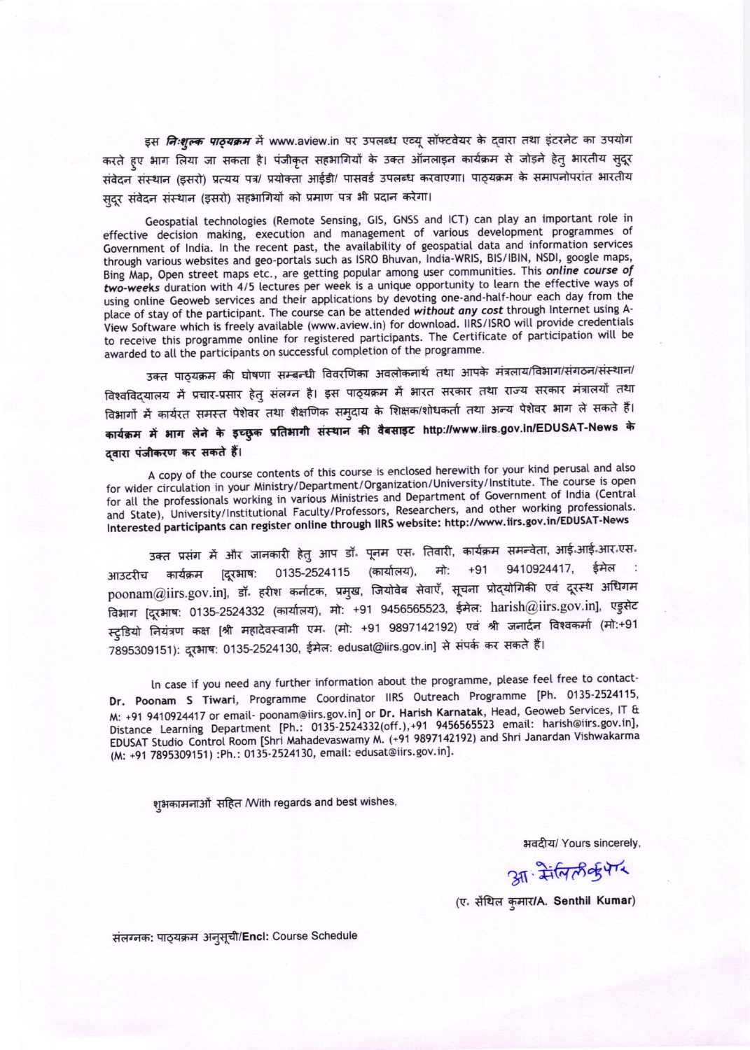इस ***निःशुल्क पाठ्यक्रम*** में www.aview.in पर उपलब्ध एव्यू सॉफ्टवेयर के द्वारा तथा इंटरनेट का उपयोग करते हुए भाग लिया जा सकता है। पंजीकृत सहभागियों के उक्त ऑनलाइन कार्यक्रम से जोड़ने हेतु भारतीय सुदूर संवेदन संस्थान (इसरो) प्रत्यय पत्र/ प्रयोक्ता आईडी/ पासवर्ड उपलब्ध करवाएगा। पाठ्यक्रम के समापनोपरांत भारतीय सुदूर संवेदन संस्थान (इसरो) सहभागियों को प्रमाण पत्र भी प्रदान करेगा।

Geospatial technologies (Remote Sensing, GIS, GNSS and ICT) can play an important role in effective decision making, execution and management of various development programmes of Government of India. In the recent past, the availability of geospatial data and information services through various websites and geo-portals such as ISRO Bhuvan, India-WRIS, BIS/IBIN, NSDI, google maps, Bing Map, Open street maps etc., are getting popular among user communities. This ***online course of two-weeks*** duration with 4/5 lectures per week is a unique opportunity to learn the effective ways of using online Geoweb services and their applications by devoting one-and-half-hour each day from the place of stay of the participant. The course can be attended ***without any cost*** through Internet using A-View Software which is freely available (www.aview.in) for download. IIRS/ISRO will provide credentials to receive this programme online for registered participants. The Certificate of participation will be awarded to all the participants on successful completion of the programme.

उक्त पाठ्यक्रम की घोषणा सम्बन्धी विवरणिका अवलोकनार्थ तथा आपके मंत्रलाय/विभाग/संगठन/संस्थान/ विश्वविद्यालय में प्रचार-प्रसार हेतु संलग्न है। इस पाठ्यक्रम में भारत सरकार तथा राज्य सरकार मंत्रालयों तथा विभागों में कार्यरत समस्त पेशेवर तथा शैक्षणिक समुदाय के शिक्षक/शोधकर्ता तथा अन्य पेशेवर भाग ले सकते हैं। **कार्यक्रम में भाग लेने के इच्छुक प्रतिभागी संस्थान की वैबसाइट http://www.iirs.gov.in/EDUSAT-News के द्वारा पंजीकरण कर सकते हैं।**

A copy of the course contents of this course is enclosed herewith for your kind perusal and also for wider circulation in your Ministry/Department/Organization/University/Institute. The course is open for all the professionals working in various Ministries and Department of Government of India (Central and State), University/Institutional Faculty/Professors, Researchers, and other working professionals. **Interested participants can register online through IIRS website: http://www.iirs.gov.in/EDUSAT-News**

उक्त प्रसंग में और जानकारी हेतु आप डॉ. पूनम एस. तिवारी, कार्यक्रम समन्वेता, आई.आई.आर.एस. आउटरीच कार्यक्रम [दूरभाष: 0135-2524115 (कार्यालय), मो: +91 9410924417, ईमेल : poonam@iirs.gov.in], डॉ. हरीश कर्नाटक, प्रमुख, जियोवेब सेवाएँ, सूचना प्रोद्योगिकी एवं दूरस्थ अधिगम विभाग [दूरभाष: 0135-2524332 (कार्यालय), मो: +91 9456565523, ईमेल: harish@iirs.gov.in], एडुसेट स्टुडियो नियंत्रण कक्ष [श्री महादेवस्वामी एम. (मो: +91 9897142192) एवं श्री जनार्दन विश्वकर्मा (मो:+91 7895309151): दूरभाष: 0135-2524130, ईमेल: edusat@iirs.gov.in] से संपर्क कर सकते हैं।

In case if you need any further information about the programme, please feel free to contact- **Dr. Poonam S Tiwari**, Programme Coordinator IIRS Outreach Programme [Ph. 0135-2524115, M: +91 9410924417 or email- poonam@iirs.gov.in] or **Dr. Harish Karnatak**, Head, Geoweb Services, IT & Distance Learning Department [Ph.: 0135-2524332(off.),+91 9456565523 email: harish@iirs.gov.in], EDUSAT Studio Control Room [Shri Mahadevaswamy M. (+91 9897142192) and Shri Janardan Vishwakarma (M: +91 7895309151) :Ph.: 0135-2524130, email: edusat@iirs.gov.in].

शुभकामनाओं सहित /With regards and best wishes,

भवदीय/ Yours sincerely,

आ. सेंथिल कुमार

(ए. सेंथिल कुमार/A. **Senthil Kumar**)

संलग्नक: पाठ्यक्रम अनुसूची/**Encl:** Course Schedule